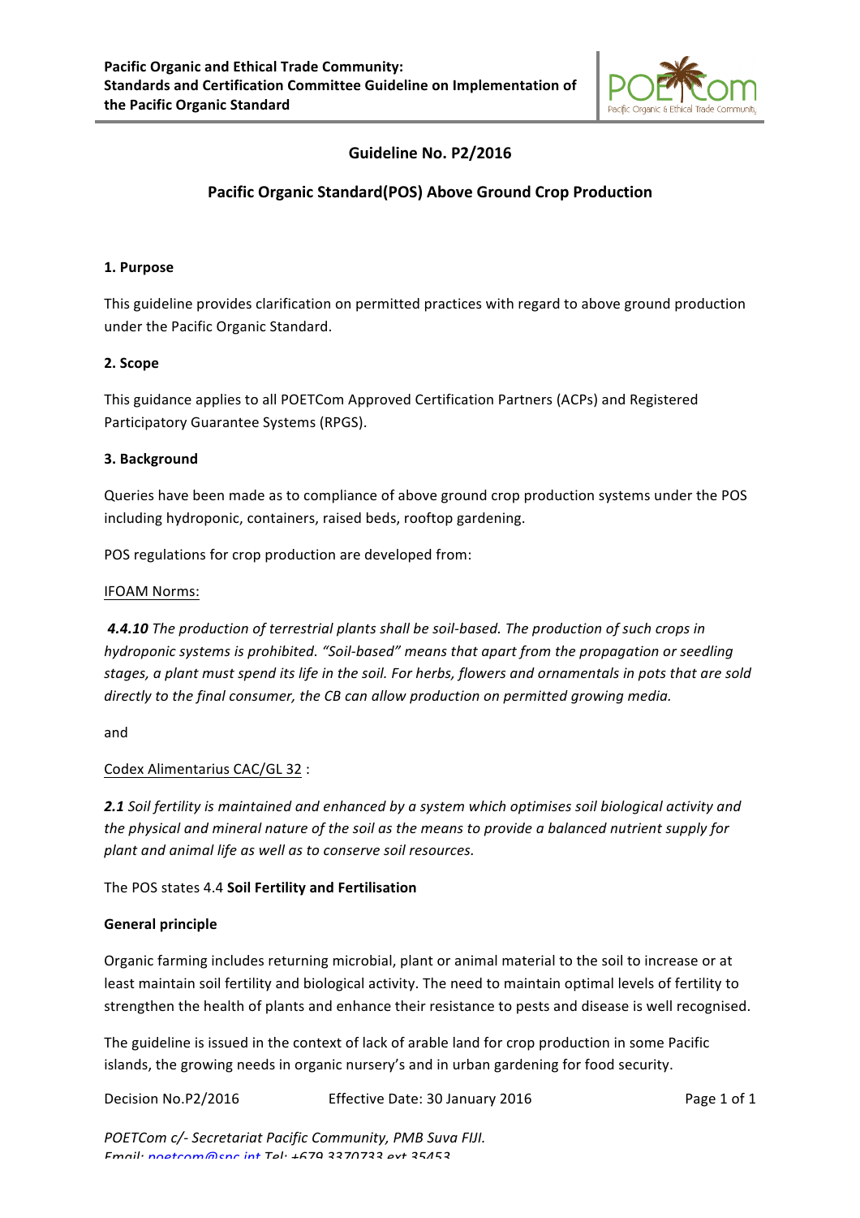# Guideline No. P2/2016

## Pacific Organic Standard(POS) Above Ground Crop Production

### 1. Purpose

This guideline provides clarification on permitted practices with regard to above ground production under the Pacific Organic Standard.

### 2. Scope

This guidance applies to all POETCom Approved Certification Partners (ACPs) and Registered Participatory Guarantee Systems (RPGS).

### 3. Background

Queries have been made as to compliance of above ground crop production systems under the POS including hydroponic, containers, raised beds, rooftop gardening.

POS regulations for crop production are developed from:

IFOAM Norms:

***4.4.10*** *The production of terrestrial plants shall be soil-based. The production of such crops in hydroponic systems is prohibited. "Soil-based" means that apart from the propagation or seedling stages, a plant must spend its life in the soil. For herbs, flowers and ornamentals in pots that are sold directly to the final consumer, the CB can allow production on permitted growing media.*

and

Codex Alimentarius CAC/GL 32 :

***2.1*** *Soil fertility is maintained and enhanced by a system which optimises soil biological activity and the physical and mineral nature of the soil as the means to provide a balanced nutrient supply for plant and animal life as well as to conserve soil resources.*

The POS states 4.4 **Soil Fertility and Fertilisation**

**General principle**

Organic farming includes returning microbial, plant or animal material to the soil to increase or at least maintain soil fertility and biological activity. The need to maintain optimal levels of fertility to strengthen the health of plants and enhance their resistance to pests and disease is well recognised.

The guideline is issued in the context of lack of arable land for crop production in some Pacific islands, the growing needs in organic nursery's and in urban gardening for food security.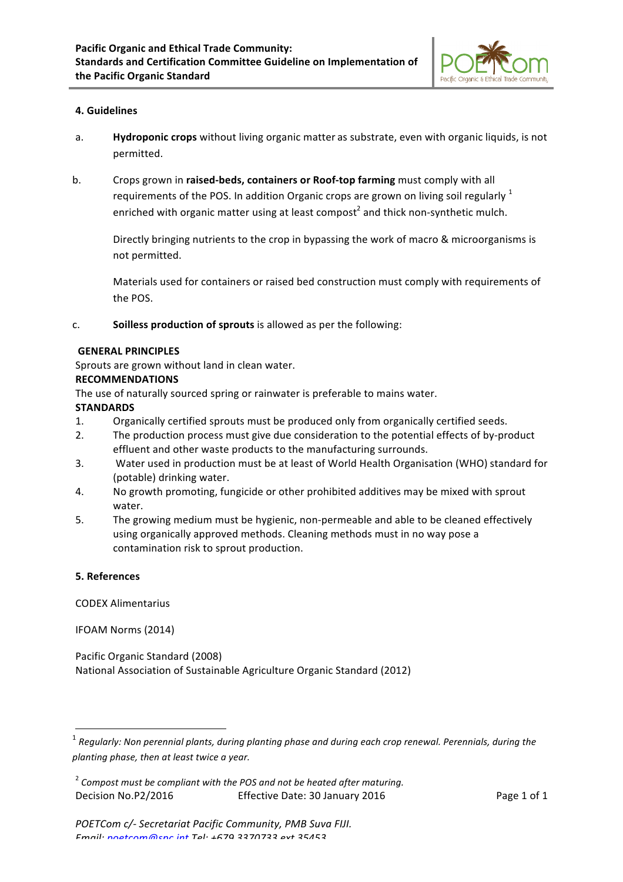## 4. Guidelines

a. **Hydroponic crops** without living organic matter as substrate, even with organic liquids, is not permitted.

b. Crops grown in **raised-beds, containers or Roof-top farming** must comply with all requirements of the POS. In addition Organic crops are grown on living soil regularly [1] enriched with organic matter using at least compost[2] and thick non-synthetic mulch.

Directly bringing nutrients to the crop in bypassing the work of macro & microorganisms is not permitted.

Materials used for containers or raised bed construction must comply with requirements of the POS.

c. **Soilless production of sprouts** is allowed as per the following:

**GENERAL PRINCIPLES**

Sprouts are grown without land in clean water.

**RECOMMENDATIONS**

The use of naturally sourced spring or rainwater is preferable to mains water.

**STANDARDS**

1. Organically certified sprouts must be produced only from organically certified seeds.
2. The production process must give due consideration to the potential effects of by-product effluent and other waste products to the manufacturing surrounds.
3. Water used in production must be at least of World Health Organisation (WHO) standard for (potable) drinking water.
4. No growth promoting, fungicide or other prohibited additives may be mixed with sprout water.
5. The growing medium must be hygienic, non-permeable and able to be cleaned effectively using organically approved methods. Cleaning methods must in no way pose a contamination risk to sprout production.

## 5. References

CODEX Alimentarius

IFOAM Norms (2014)

Pacific Organic Standard (2008)

National Association of Sustainable Agriculture Organic Standard (2012)

---

[1] *Regularly: Non perennial plants, during planting phase and during each crop renewal. Perennials, during the planting phase, then at least twice a year.*

[2] *Compost must be compliant with the POS and not be heated after maturing.*

Decision No.P2/2016 Effective Date: 30 January 2016